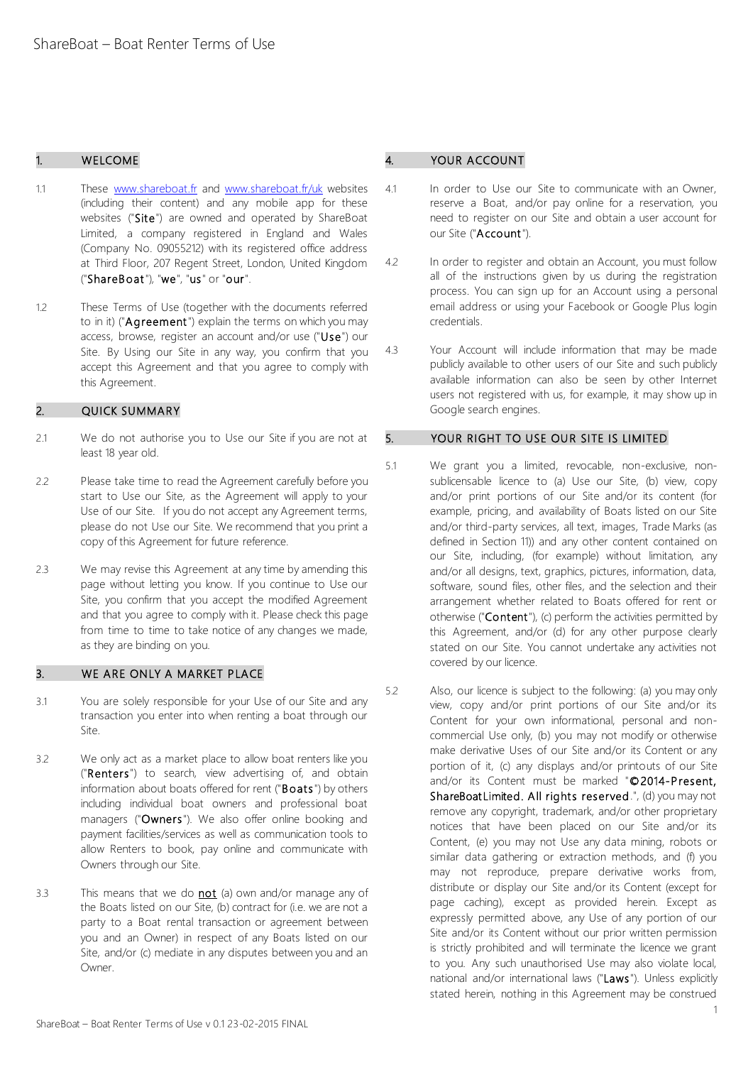# ShareBoat – Boat Renter Terms of Use

## 1. WELCOME

1.1 These www.shareboat.fr and www.shareboat.fr/uk websites (including their content) and any mobile app for these websites ("**Site**") are owned and operated by ShareBoat Limited, a company registered in England and Wales (Company No. 09055212) with its registered office address at Third Floor, 207 Regent Street, London, United Kingdom ("**ShareBoat**"), "**we**", "**us**" or "**our**".

1.2 These Terms of Use (together with the documents referred to in it) ("**Agreement**") explain the terms on which you may access, browse, register an account and/or use ("**Use**") our Site. By Using our Site in any way, you confirm that you accept this Agreement and that you agree to comply with this Agreement.

## 2. QUICK SUMMARY

2.1 We do not authorise you to Use our Site if you are not at least 18 year old.

2.2 Please take time to read the Agreement carefully before you start to Use our Site, as the Agreement will apply to your Use of our Site. If you do not accept any Agreement terms, please do not Use our Site. We recommend that you print a copy of this Agreement for future reference.

2.3 We may revise this Agreement at any time by amending this page without letting you know. If you continue to Use our Site, you confirm that you accept the modified Agreement and that you agree to comply with it. Please check this page from time to time to take notice of any changes we made, as they are binding on you.

## 3. WE ARE ONLY A MARKET PLACE

3.1 You are solely responsible for your Use of our Site and any transaction you enter into when renting a boat through our Site.

3.2 We only act as a market place to allow boat renters like you ("**Renters**") to search, view advertising of, and obtain information about boats offered for rent ("**Boats**") by others including individual boat owners and professional boat managers ("**Owners**"). We also offer online booking and payment facilities/services as well as communication tools to allow Renters to book, pay online and communicate with Owners through our Site.

3.3 This means that we do <u>not</u> (a) own and/or manage any of the Boats listed on our Site, (b) contract for (i.e. we are not a party to a Boat rental transaction or agreement between you and an Owner) in respect of any Boats listed on our Site, and/or (c) mediate in any disputes between you and an Owner.

## 4. YOUR ACCOUNT

4.1 In order to Use our Site to communicate with an Owner, reserve a Boat, and/or pay online for a reservation, you need to register on our Site and obtain a user account for our Site ("**Account**").

4.2 In order to register and obtain an Account, you must follow all of the instructions given by us during the registration process. You can sign up for an Account using a personal email address or using your Facebook or Google Plus login credentials.

4.3 Your Account will include information that may be made publicly available to other users of our Site and such publicly available information can also be seen by other Internet users not registered with us, for example, it may show up in Google search engines.

## 5. YOUR RIGHT TO USE OUR SITE IS LIMITED

5.1 We grant you a limited, revocable, non-exclusive, non-sublicensable licence to (a) Use our Site, (b) view, copy and/or print portions of our Site and/or its content (for example, pricing, and availability of Boats listed on our Site and/or third-party services, all text, images, Trade Marks (as defined in Section 11)) and any other content contained on our Site, including, (for example) without limitation, any and/or all designs, text, graphics, pictures, information, data, software, sound files, other files, and the selection and their arrangement whether related to Boats offered for rent or otherwise ("**Content**"), (c) perform the activities permitted by this Agreement, and/or (d) for any other purpose clearly stated on our Site. You cannot undertake any activities not covered by our licence.

5.2 Also, our licence is subject to the following: (a) you may only view, copy and/or print portions of our Site and/or its Content for your own informational, personal and non-commercial Use only, (b) you may not modify or otherwise make derivative Uses of our Site and/or its Content or any portion of it, (c) any displays and/or printouts of our Site and/or its Content must be marked "**©2014-Present, ShareBoat Limited. All rights reserved**.", (d) you may not remove any copyright, trademark, and/or other proprietary notices that have been placed on our Site and/or its Content, (e) you may not Use any data mining, robots or similar data gathering or extraction methods, and (f) you may not reproduce, prepare derivative works from, distribute or display our Site and/or its Content (except for page caching), except as provided herein. Except as expressly permitted above, any Use of any portion of our Site and/or its Content without our prior written permission is strictly prohibited and will terminate the licence we grant to you. Any such unauthorised Use may also violate local, national and/or international laws ("**Laws**"). Unless explicitly stated herein, nothing in this Agreement may be construed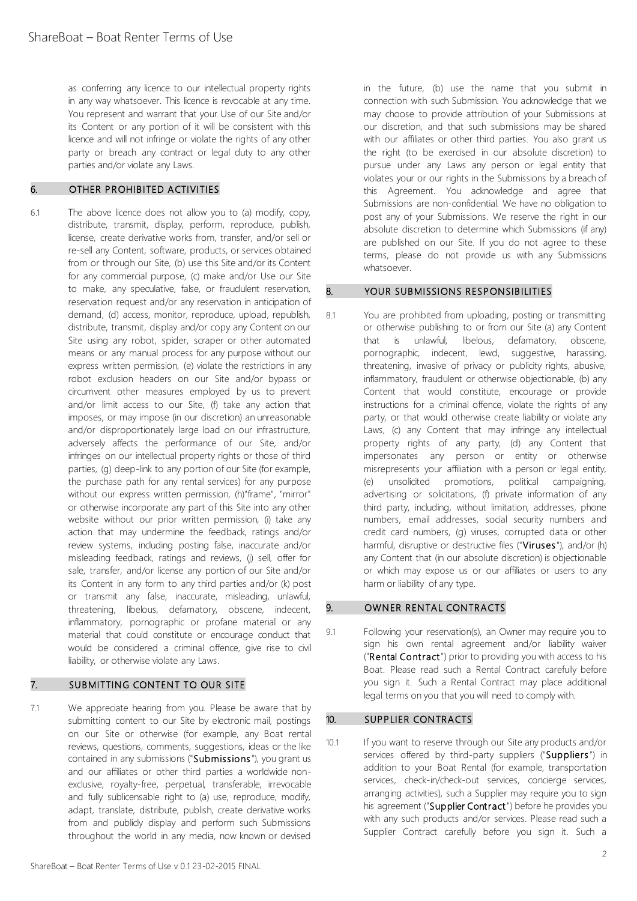as conferring any licence to our intellectual property rights in any way whatsoever. This licence is revocable at any time. You represent and warrant that your Use of our Site and/or its Content or any portion of it will be consistent with this licence and will not infringe or violate the rights of any other party or breach any contract or legal duty to any other parties and/or violate any Laws.

## 6. OTHER PROHIBITED ACTIVITIES

6.1 The above licence does not allow you to (a) modify, copy, distribute, transmit, display, perform, reproduce, publish, license, create derivative works from, transfer, and/or sell or re-sell any Content, software, products, or services obtained from or through our Site, (b) use this Site and/or its Content for any commercial purpose, (c) make and/or Use our Site to make, any speculative, false, or fraudulent reservation, reservation request and/or any reservation in anticipation of demand, (d) access, monitor, reproduce, upload, republish, distribute, transmit, display and/or copy any Content on our Site using any robot, spider, scraper or other automated means or any manual process for any purpose without our express written permission, (e) violate the restrictions in any robot exclusion headers on our Site and/or bypass or circumvent other measures employed by us to prevent and/or limit access to our Site, (f) take any action that imposes, or may impose (in our discretion) an unreasonable and/or disproportionately large load on our infrastructure, adversely affects the performance of our Site, and/or infringes on our intellectual property rights or those of third parties, (g) deep-link to any portion of our Site (for example, the purchase path for any rental services) for any purpose without our express written permission, (h)"frame", "mirror" or otherwise incorporate any part of this Site into any other website without our prior written permission, (i) take any action that may undermine the feedback, ratings and/or review systems, including posting false, inaccurate and/or misleading feedback, ratings and reviews, (j) sell, offer for sale, transfer, and/or license any portion of our Site and/or its Content in any form to any third parties and/or (k) post or transmit any false, inaccurate, misleading, unlawful, threatening, libelous, defamatory, obscene, indecent, inflammatory, pornographic or profane material or any material that could constitute or encourage conduct that would be considered a criminal offence, give rise to civil liability, or otherwise violate any Laws.

## 7. SUBMITTING CONTENT TO OUR SITE

7.1 We appreciate hearing from you. Please be aware that by submitting content to our Site by electronic mail, postings on our Site or otherwise (for example, any Boat rental reviews, questions, comments, suggestions, ideas or the like contained in any submissions ("**Submissions**"), you grant us and our affiliates or other third parties a worldwide non-exclusive, royalty-free, perpetual, transferable, irrevocable and fully sublicensable right to (a) use, reproduce, modify, adapt, translate, distribute, publish, create derivative works from and publicly display and perform such Submissions throughout the world in any media, now known or devised in the future, (b) use the name that you submit in connection with such Submission. You acknowledge that we may choose to provide attribution of your Submissions at our discretion, and that such submissions may be shared with our affiliates or other third parties. You also grant us the right (to be exercised in our absolute discretion) to pursue under any Laws any person or legal entity that violates your or our rights in the Submissions by a breach of this Agreement. You acknowledge and agree that Submissions are non-confidential. We have no obligation to post any of your Submissions. We reserve the right in our absolute discretion to determine which Submissions (if any) are published on our Site. If you do not agree to these terms, please do not provide us with any Submissions whatsoever.

## 8. YOUR SUBMISSIONS RESPONSIBILITIES

8.1 You are prohibited from uploading, posting or transmitting or otherwise publishing to or from our Site (a) any Content that is unlawful, libelous, defamatory, obscene, pornographic, indecent, lewd, suggestive, harassing, threatening, invasive of privacy or publicity rights, abusive, inflammatory, fraudulent or otherwise objectionable, (b) any Content that would constitute, encourage or provide instructions for a criminal offence, violate the rights of any party, or that would otherwise create liability or violate any Laws, (c) any Content that may infringe any intellectual property rights of any party, (d) any Content that impersonates any person or entity or otherwise misrepresents your affiliation with a person or legal entity, (e) unsolicited promotions, political campaigning, advertising or solicitations, (f) private information of any third party, including, without limitation, addresses, phone numbers, email addresses, social security numbers and credit card numbers, (g) viruses, corrupted data or other harmful, disruptive or destructive files ("**Viruses**"), and/or (h) any Content that (in our absolute discretion) is objectionable or which may expose us or our affiliates or users to any harm or liability of any type.

## 9. OWNER RENTAL CONTRACTS

9.1 Following your reservation(s), an Owner may require you to sign his own rental agreement and/or liability waiver ("**Rental Contract**") prior to providing you with access to his Boat. Please read such a Rental Contract carefully before you sign it. Such a Rental Contract may place additional legal terms on you that you will need to comply with.

## 10. SUPPLIER CONTRACTS

10.1 If you want to reserve through our Site any products and/or services offered by third-party suppliers ("**Suppliers**") in addition to your Boat Rental (for example, transportation services, check-in/check-out services, concierge services, arranging activities), such a Supplier may require you to sign his agreement ("**Supplier Contract**") before he provides you with any such products and/or services. Please read such a Supplier Contract carefully before you sign it. Such a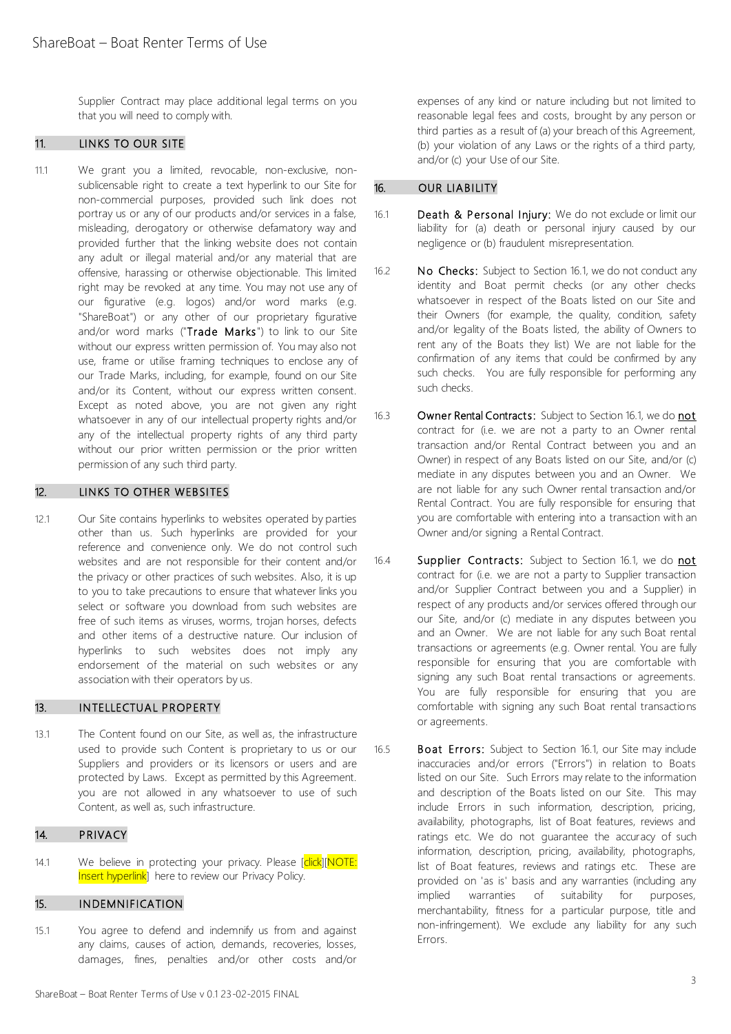Supplier Contract may place additional legal terms on you that you will need to comply with.

## 11. LINKS TO OUR SITE

11.1 We grant you a limited, revocable, non-exclusive, non-sublicensable right to create a text hyperlink to our Site for non-commercial purposes, provided such link does not portray us or any of our products and/or services in a false, misleading, derogatory or otherwise defamatory way and provided further that the linking website does not contain any adult or illegal material and/or any material that are offensive, harassing or otherwise objectionable. This limited right may be revoked at any time. You may not use any of our figurative (e.g. logos) and/or word marks (e.g. "ShareBoat") or any other of our proprietary figurative and/or word marks ("**Trade Marks**") to link to our Site without our express written permission of. You may also not use, frame or utilise framing techniques to enclose any of our Trade Marks, including, for example, found on our Site and/or its Content, without our express written consent. Except as noted above, you are not given any right whatsoever in any of our intellectual property rights and/or any of the intellectual property rights of any third party without our prior written permission or the prior written permission of any such third party.

## 12. LINKS TO OTHER WEBSITES

12.1 Our Site contains hyperlinks to websites operated by parties other than us. Such hyperlinks are provided for your reference and convenience only. We do not control such websites and are not responsible for their content and/or the privacy or other practices of such websites. Also, it is up to you to take precautions to ensure that whatever links you select or software you download from such websites are free of such items as viruses, worms, trojan horses, defects and other items of a destructive nature. Our inclusion of hyperlinks to such websites does not imply any endorsement of the material on such websites or any association with their operators by us.

## 13. INTELLECTUAL PROPERTY

13.1 The Content found on our Site, as well as, the infrastructure used to provide such Content is proprietary to us or our Suppliers and providers or its licensors or users and are protected by Laws. Except as permitted by this Agreement. you are not allowed in any whatsoever to use of such Content, as well as, such infrastructure.

## 14. PRIVACY

14.1 We believe in protecting your privacy. Please [click][NOTE: Insert hyperlink] here to review our Privacy Policy.

## 15. INDEMNIFICATION

15.1 You agree to defend and indemnify us from and against any claims, causes of action, demands, recoveries, losses, damages, fines, penalties and/or other costs and/or expenses of any kind or nature including but not limited to reasonable legal fees and costs, brought by any person or third parties as a result of (a) your breach of this Agreement, (b) your violation of any Laws or the rights of a third party, and/or (c) your Use of our Site.

## 16. OUR LIABILITY

16.1 **Death & Personal Injury:** We do not exclude or limit our liability for (a) death or personal injury caused by our negligence or (b) fraudulent misrepresentation.

16.2 **No Checks:** Subject to Section 16.1, we do not conduct any identity and Boat permit checks (or any other checks whatsoever in respect of the Boats listed on our Site and their Owners (for example, the quality, condition, safety and/or legality of the Boats listed, the ability of Owners to rent any of the Boats they list) We are not liable for the confirmation of any items that could be confirmed by any such checks. You are fully responsible for performing any such checks.

16.3 **Owner Rental Contracts:** Subject to Section 16.1, we do **not** contract for (i.e. we are not a party to an Owner rental transaction and/or Rental Contract between you and an Owner) in respect of any Boats listed on our Site, and/or (c) mediate in any disputes between you and an Owner. We are not liable for any such Owner rental transaction and/or Rental Contract. You are fully responsible for ensuring that you are comfortable with entering into a transaction with an Owner and/or signing a Rental Contract.

16.4 **Supplier Contracts:** Subject to Section 16.1, we do **not** contract for (i.e. we are not a party to Supplier transaction and/or Supplier Contract between you and a Supplier) in respect of any products and/or services offered through our our Site, and/or (c) mediate in any disputes between you and an Owner. We are not liable for any such Boat rental transactions or agreements (e.g. Owner rental. You are fully responsible for ensuring that you are comfortable with signing any such Boat rental transactions or agreements. You are fully responsible for ensuring that you are comfortable with signing any such Boat rental transactions or agreements.

16.5 **Boat Errors:** Subject to Section 16.1, our Site may include inaccuracies and/or errors ("Errors") in relation to Boats listed on our Site. Such Errors may relate to the information and description of the Boats listed on our Site. This may include Errors in such information, description, pricing, availability, photographs, list of Boat features, reviews and ratings etc. We do not guarantee the accuracy of such information, description, pricing, availability, photographs, list of Boat features, reviews and ratings etc. These are provided on 'as is' basis and any warranties (including any implied warranties of suitability for purposes, merchantability, fitness for a particular purpose, title and non-infringement). We exclude any liability for any such Errors.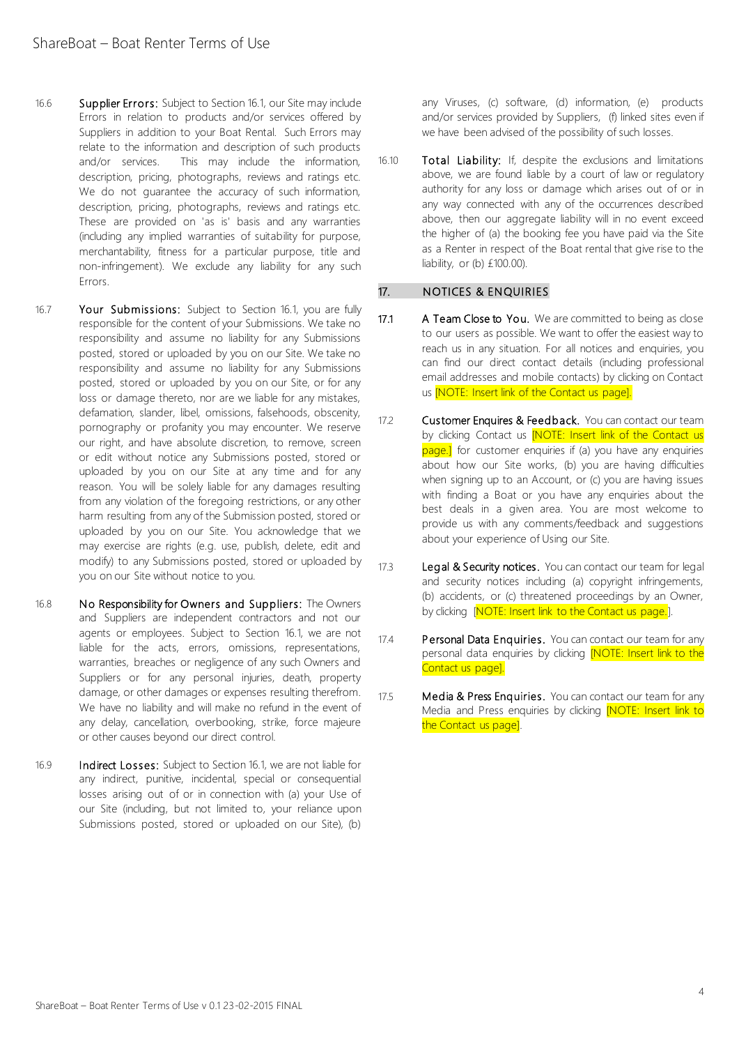16.6 **Supplier Errors:** Subject to Section 16.1, our Site may include Errors in relation to products and/or services offered by Suppliers in addition to your Boat Rental. Such Errors may relate to the information and description of such products and/or services. This may include the information, description, pricing, photographs, reviews and ratings etc. We do not guarantee the accuracy of such information, description, pricing, photographs, reviews and ratings etc. These are provided on 'as is' basis and any warranties (including any implied warranties of suitability for purpose, merchantability, fitness for a particular purpose, title and non-infringement). We exclude any liability for any such Errors.

16.7 **Your Submissions:** Subject to Section 16.1, you are fully responsible for the content of your Submissions. We take no responsibility and assume no liability for any Submissions posted, stored or uploaded by you on our Site. We take no responsibility and assume no liability for any Submissions posted, stored or uploaded by you on our Site, or for any loss or damage thereto, nor are we liable for any mistakes, defamation, slander, libel, omissions, falsehoods, obscenity, pornography or profanity you may encounter. We reserve our right, and have absolute discretion, to remove, screen or edit without notice any Submissions posted, stored or uploaded by you on our Site at any time and for any reason. You will be solely liable for any damages resulting from any violation of the foregoing restrictions, or any other harm resulting from any of the Submission posted, stored or uploaded by you on our Site. You acknowledge that we may exercise are rights (e.g. use, publish, delete, edit and modify) to any Submissions posted, stored or uploaded by you on our Site without notice to you.

16.8 **No Responsibility for Owners and Suppliers:** The Owners and Suppliers are independent contractors and not our agents or employees. Subject to Section 16.1, we are not liable for the acts, errors, omissions, representations, warranties, breaches or negligence of any such Owners and Suppliers or for any personal injuries, death, property damage, or other damages or expenses resulting therefrom. We have no liability and will make no refund in the event of any delay, cancellation, overbooking, strike, force majeure or other causes beyond our direct control.

16.9 **Indirect Losses:** Subject to Section 16.1, we are not liable for any indirect, punitive, incidental, special or consequential losses arising out of or in connection with (a) your Use of our Site (including, but not limited to, your reliance upon Submissions posted, stored or uploaded on our Site), (b) any Viruses, (c) software, (d) information, (e) products and/or services provided by Suppliers, (f) linked sites even if we have been advised of the possibility of such losses.

16.10 **Total Liability:** If, despite the exclusions and limitations above, we are found liable by a court of law or regulatory authority for any loss or damage which arises out of or in any way connected with any of the occurrences described above, then our aggregate liability will in no event exceed the higher of (a) the booking fee you have paid via the Site as a Renter in respect of the Boat rental that give rise to the liability, or (b) £100.00).

## 17. NOTICES & ENQUIRIES

17.1 **A Team Close to You.** We are committed to being as close to our users as possible. We want to offer the easiest way to reach us in any situation. For all notices and enquiries, you can find our direct contact details (including professional email addresses and mobile contacts) by clicking on Contact us [NOTE: Insert link of the Contact us page].

17.2 **Customer Enquires & Feedback.** You can contact our team by clicking Contact us [NOTE: Insert link of the Contact us page.] for customer enquiries if (a) you have any enquiries about how our Site works, (b) you are having difficulties when signing up to an Account, or (c) you are having issues with finding a Boat or you have any enquiries about the best deals in a given area. You are most welcome to provide us with any comments/feedback and suggestions about your experience of Using our Site.

17.3 **Legal & Security notices.** You can contact our team for legal and security notices including (a) copyright infringements, (b) accidents, or (c) threatened proceedings by an Owner, by clicking [NOTE: Insert link to the Contact us page.].

17.4 **Personal Data Enquiries.** You can contact our team for any personal data enquiries by clicking [NOTE: Insert link to the Contact us page].

17.5 **Media & Press Enquiries.** You can contact our team for any Media and Press enquiries by clicking [NOTE: Insert link to the Contact us page].